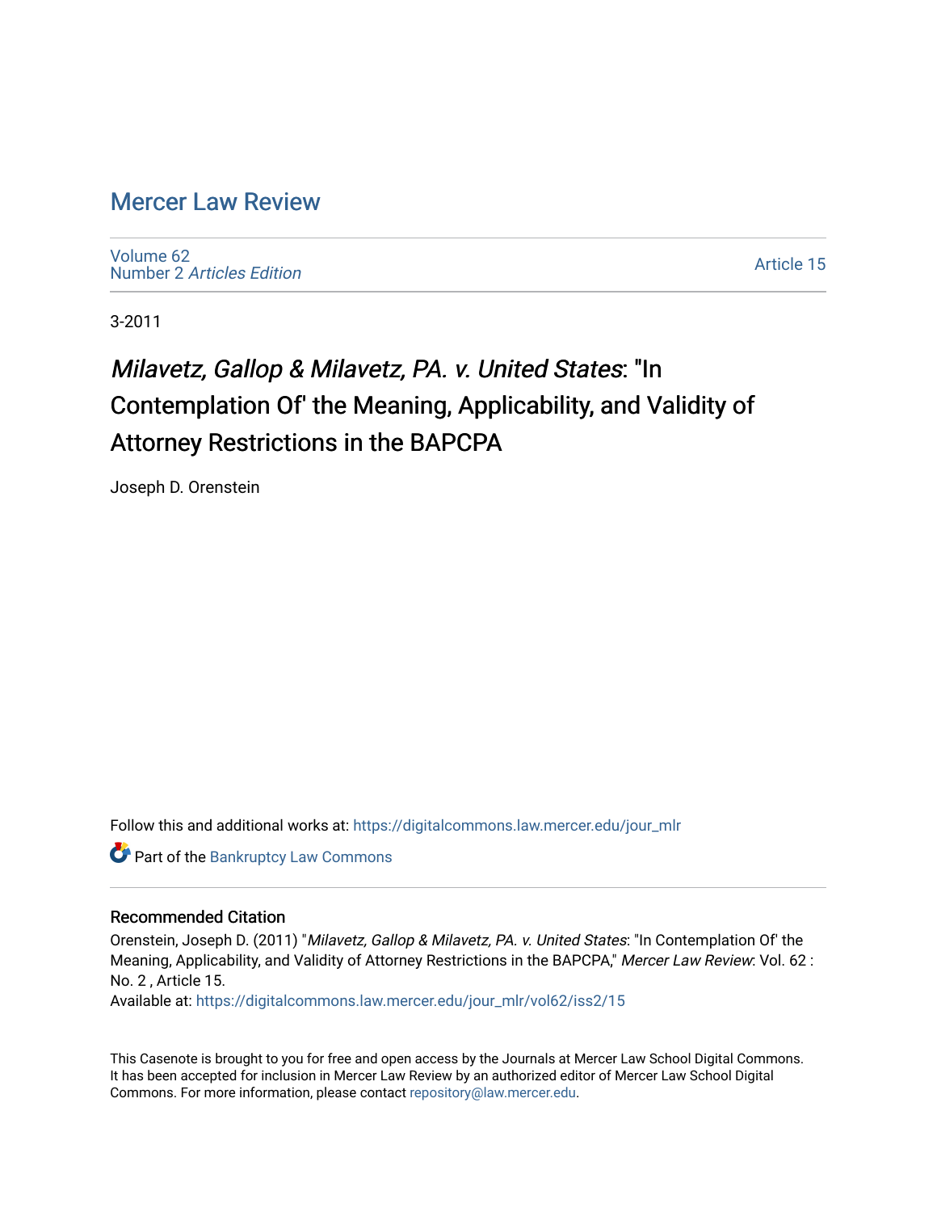# Mercer Law Review

Volume 62
Number 2 *Articles Edition*

Article 15

3-2011

## *Milavetz, Gallop & Milavetz, PA. v. United States*: "In Contemplation Of' the Meaning, Applicability, and Validity of Attorney Restrictions in the BAPCPA

Joseph D. Orenstein

Follow this and additional works at: https://digitalcommons.law.mercer.edu/jour_mlr

Part of the Bankruptcy Law Commons

### Recommended Citation

Orenstein, Joseph D. (2011) "*Milavetz, Gallop & Milavetz, PA. v. United States*: "In Contemplation Of' the Meaning, Applicability, and Validity of Attorney Restrictions in the BAPCPA," *Mercer Law Review*: Vol. 62 : No. 2 , Article 15.
Available at: https://digitalcommons.law.mercer.edu/jour_mlr/vol62/iss2/15

This Casenote is brought to you for free and open access by the Journals at Mercer Law School Digital Commons. It has been accepted for inclusion in Mercer Law Review by an authorized editor of Mercer Law School Digital Commons. For more information, please contact repository@law.mercer.edu.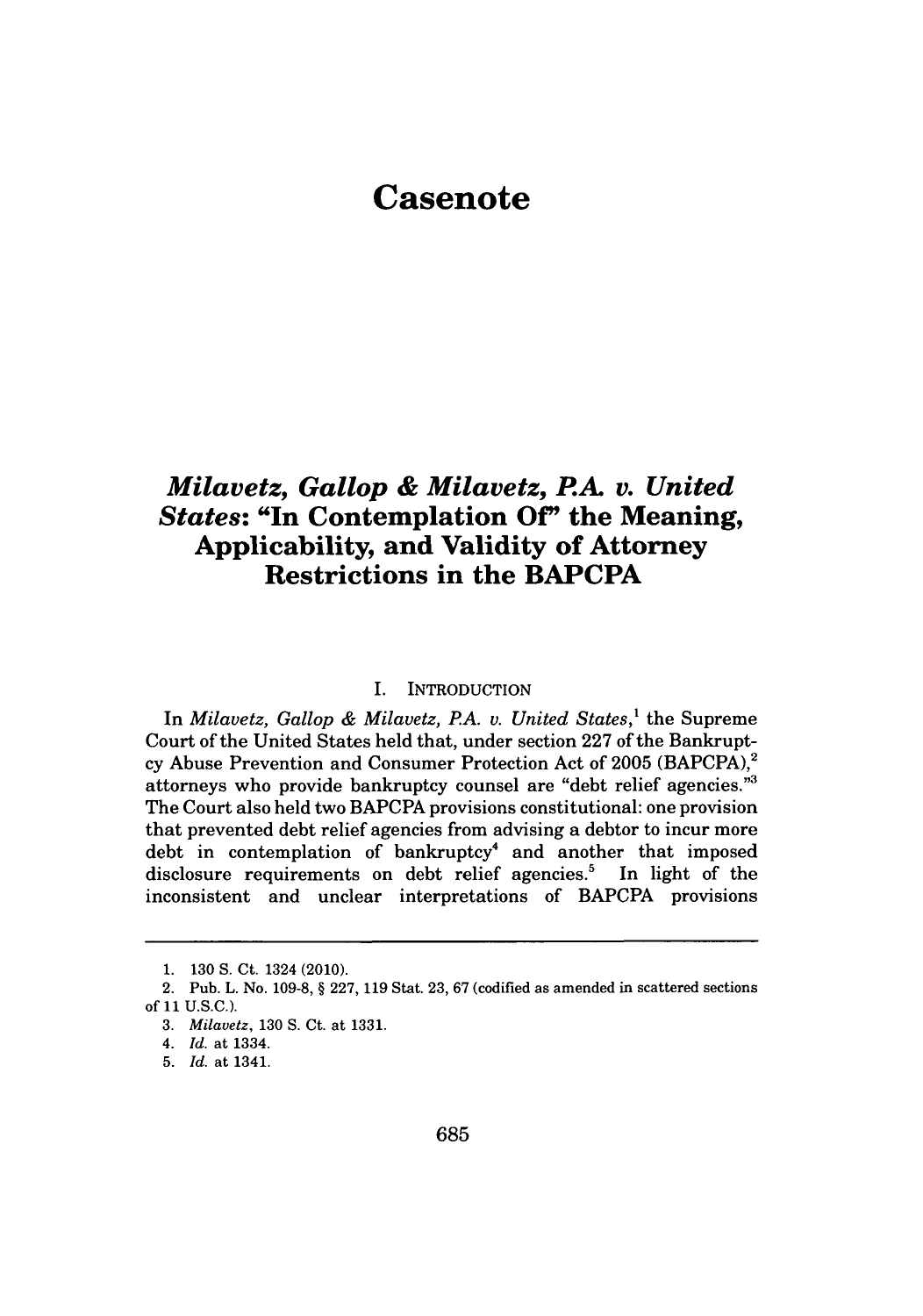# Casenote

## *Milavetz, Gallop & Milavetz, P.A. v. United States*: "In Contemplation Of" the Meaning, Applicability, and Validity of Attorney Restrictions in the BAPCPA

### I. INTRODUCTION

In *Milavetz, Gallop & Milavetz, P.A. v. United States*,[1] the Supreme Court of the United States held that, under section 227 of the Bankruptcy Abuse Prevention and Consumer Protection Act of 2005 (BAPCPA),[2] attorneys who provide bankruptcy counsel are "debt relief agencies."[3] The Court also held two BAPCPA provisions constitutional: one provision that prevented debt relief agencies from advising a debtor to incur more debt in contemplation of bankruptcy[4] and another that imposed disclosure requirements on debt relief agencies.[5] In light of the inconsistent and unclear interpretations of BAPCPA provisions

---

1. 130 S. Ct. 1324 (2010).
2. Pub. L. No. 109-8, § 227, 119 Stat. 23, 67 (codified as amended in scattered sections of 11 U.S.C.).
3. *Milavetz*, 130 S. Ct. at 1331.
4. *Id.* at 1334.
5. *Id.* at 1341.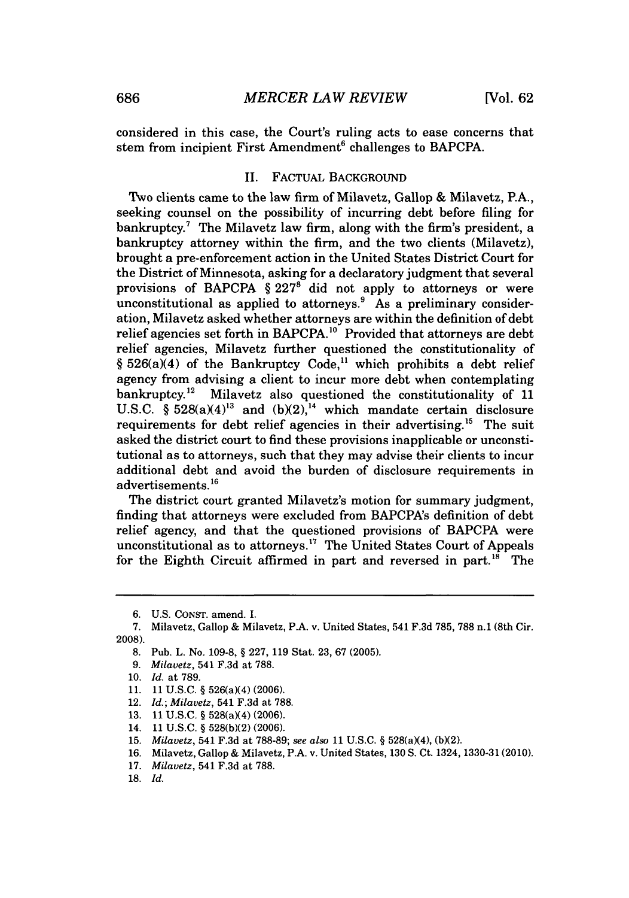considered in this case, the Court's ruling acts to ease concerns that stem from incipient First Amendment[6] challenges to BAPCPA.

## II. FACTUAL BACKGROUND

Two clients came to the law firm of Milavetz, Gallop & Milavetz, P.A., seeking counsel on the possibility of incurring debt before filing for bankruptcy.[7] The Milavetz law firm, along with the firm's president, a bankruptcy attorney within the firm, and the two clients (Milavetz), brought a pre-enforcement action in the United States District Court for the District of Minnesota, asking for a declaratory judgment that several provisions of BAPCPA § 227[8] did not apply to attorneys or were unconstitutional as applied to attorneys.[9] As a preliminary consideration, Milavetz asked whether attorneys are within the definition of debt relief agencies set forth in BAPCPA.[10] Provided that attorneys are debt relief agencies, Milavetz further questioned the constitutionality of § 526(a)(4) of the Bankruptcy Code,[11] which prohibits a debt relief agency from advising a client to incur more debt when contemplating bankruptcy.[12] Milavetz also questioned the constitutionality of 11 U.S.C. § 528(a)(4)[13] and (b)(2),[14] which mandate certain disclosure requirements for debt relief agencies in their advertising.[15] The suit asked the district court to find these provisions inapplicable or unconstitutional as to attorneys, such that they may advise their clients to incur additional debt and avoid the burden of disclosure requirements in advertisements.[16]

The district court granted Milavetz's motion for summary judgment, finding that attorneys were excluded from BAPCPA's definition of debt relief agency, and that the questioned provisions of BAPCPA were unconstitutional as to attorneys.[17] The United States Court of Appeals for the Eighth Circuit affirmed in part and reversed in part.[18] The

---

6. U.S. CONST. amend. I.
7. Milavetz, Gallop & Milavetz, P.A. v. United States, 541 F.3d 785, 788 n.1 (8th Cir. 2008).
8. Pub. L. No. 109-8, § 227, 119 Stat. 23, 67 (2005).
9. *Milavetz*, 541 F.3d at 788.
10. *Id.* at 789.
11. 11 U.S.C. § 526(a)(4) (2006).
12. *Id.*; *Milavetz*, 541 F.3d at 788.
13. 11 U.S.C. § 528(a)(4) (2006).
14. 11 U.S.C. § 528(b)(2) (2006).
15. *Milavetz*, 541 F.3d at 788-89; *see also* 11 U.S.C. § 528(a)(4), (b)(2).
16. Milavetz, Gallop & Milavetz, P.A. v. United States, 130 S. Ct. 1324, 1330-31 (2010).
17. *Milavetz*, 541 F.3d at 788.
18. *Id.*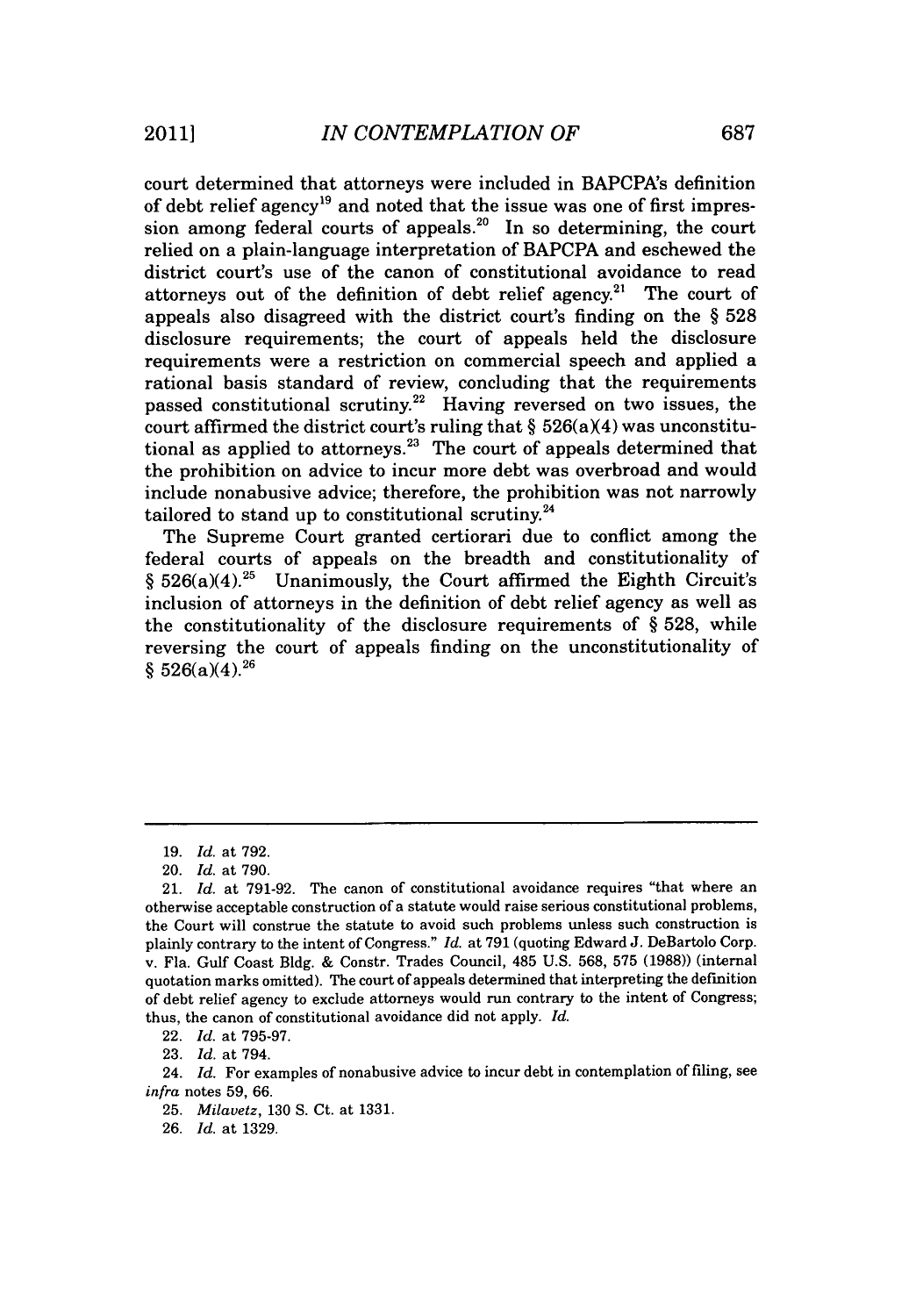court determined that attorneys were included in BAPCPA's definition of debt relief agency[19] and noted that the issue was one of first impression among federal courts of appeals.[20] In so determining, the court relied on a plain-language interpretation of BAPCPA and eschewed the district court's use of the canon of constitutional avoidance to read attorneys out of the definition of debt relief agency.[21] The court of appeals also disagreed with the district court's finding on the § 528 disclosure requirements; the court of appeals held the disclosure requirements were a restriction on commercial speech and applied a rational basis standard of review, concluding that the requirements passed constitutional scrutiny.[22] Having reversed on two issues, the court affirmed the district court's ruling that § 526(a)(4) was unconstitutional as applied to attorneys.[23] The court of appeals determined that the prohibition on advice to incur more debt was overbroad and would include nonabusive advice; therefore, the prohibition was not narrowly tailored to stand up to constitutional scrutiny.[24]

The Supreme Court granted certiorari due to conflict among the federal courts of appeals on the breadth and constitutionality of § 526(a)(4).[25] Unanimously, the Court affirmed the Eighth Circuit's inclusion of attorneys in the definition of debt relief agency as well as the constitutionality of the disclosure requirements of § 528, while reversing the court of appeals finding on the unconstitutionality of § 526(a)(4).[26]

---

19. *Id.* at 792.

20. *Id.* at 790.

21. *Id.* at 791-92. The canon of constitutional avoidance requires "that where an otherwise acceptable construction of a statute would raise serious constitutional problems, the Court will construe the statute to avoid such problems unless such construction is plainly contrary to the intent of Congress." *Id.* at 791 (quoting Edward J. DeBartolo Corp. v. Fla. Gulf Coast Bldg. & Constr. Trades Council, 485 U.S. 568, 575 (1988)) (internal quotation marks omitted). The court of appeals determined that interpreting the definition of debt relief agency to exclude attorneys would run contrary to the intent of Congress; thus, the canon of constitutional avoidance did not apply. *Id.*

22. *Id.* at 795-97.

23. *Id.* at 794.

24. *Id.* For examples of nonabusive advice to incur debt in contemplation of filing, see *infra* notes 59, 66.

25. *Milavetz*, 130 S. Ct. at 1331.

26. *Id.* at 1329.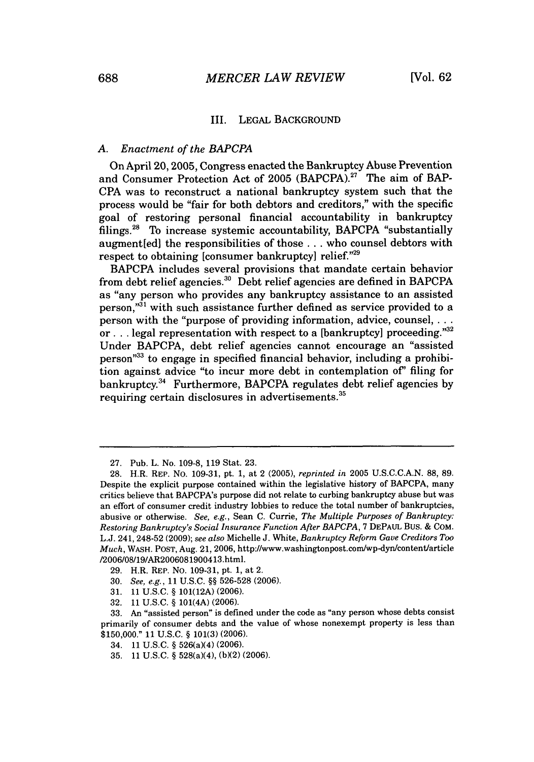## III. LEGAL BACKGROUND

### *A. Enactment of the BAPCPA*

On April 20, 2005, Congress enacted the Bankruptcy Abuse Prevention and Consumer Protection Act of 2005 (BAPCPA).[27] The aim of BAPCPA was to reconstruct a national bankruptcy system such that the process would be "fair for both debtors and creditors," with the specific goal of restoring personal financial accountability in bankruptcy filings.[28] To increase systemic accountability, BAPCPA "substantially augment[ed] the responsibilities of those . . . who counsel debtors with respect to obtaining [consumer bankruptcy] relief."[29]

BAPCPA includes several provisions that mandate certain behavior from debt relief agencies.[30] Debt relief agencies are defined in BAPCPA as "any person who provides any bankruptcy assistance to an assisted person,"[31] with such assistance further defined as service provided to a person with the "purpose of providing information, advice, counsel, . . . or . . . legal representation with respect to a [bankruptcy] proceeding."[32] Under BAPCPA, debt relief agencies cannot encourage an "assisted person"[33] to engage in specified financial behavior, including a prohibition against advice "to incur more debt in contemplation of" filing for bankruptcy.[34] Furthermore, BAPCPA regulates debt relief agencies by requiring certain disclosures in advertisements.[35]

---

27. Pub. L. No. 109-8, 119 Stat. 23.

28. H.R. REP. NO. 109-31, pt. 1, at 2 (2005), *reprinted in* 2005 U.S.C.C.A.N. 88, 89. Despite the explicit purpose contained within the legislative history of BAPCPA, many critics believe that BAPCPA's purpose did not relate to curbing bankruptcy abuse but was an effort of consumer credit industry lobbies to reduce the total number of bankruptcies, abusive or otherwise. *See, e.g.*, Sean C. Currie, *The Multiple Purposes of Bankruptcy: Restoring Bankruptcy's Social Insurance Function After BAPCPA*, 7 DEPAUL BUS. & COM. L.J. 241, 248-52 (2009); *see also* Michelle J. White, *Bankruptcy Reform Gave Creditors Too Much*, WASH. POST, Aug. 21, 2006, http://www.washingtonpost.com/wp-dyn/content/article/2006/08/19/AR2006081900413.html.

29. H.R. REP. NO. 109-313, pt. 1, at 2.

30. *See, e.g.*, 11 U.S.C. §§ 526-528 (2006).

31. 11 U.S.C. § 101(12A) (2006).

32. 11 U.S.C. § 101(4A) (2006).

33. An "assisted person" is defined under the code as "any person whose debts consist primarily of consumer debts and the value of whose nonexempt property is less than $150,000." 11 U.S.C. § 101(3) (2006).

34. 11 U.S.C. § 526(a)(4) (2006).

35. 11 U.S.C. § 528(a)(4), (b)(2) (2006).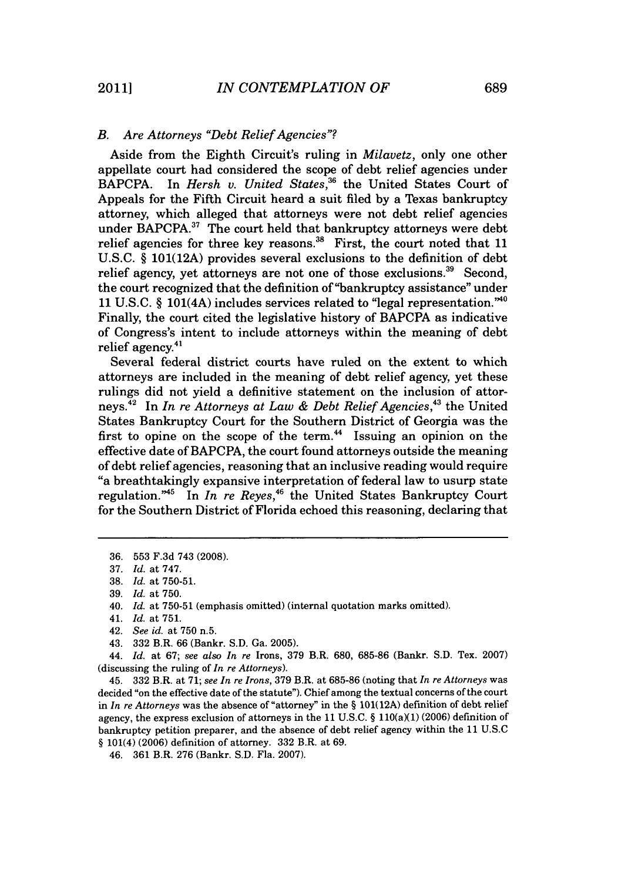### B. *Are Attorneys "Debt Relief Agencies"?*

Aside from the Eighth Circuit's ruling in *Milavetz*, only one other appellate court had considered the scope of debt relief agencies under BAPCPA. In *Hersh v. United States*,[36] the United States Court of Appeals for the Fifth Circuit heard a suit filed by a Texas bankruptcy attorney, which alleged that attorneys were not debt relief agencies under BAPCPA.[37] The court held that bankruptcy attorneys were debt relief agencies for three key reasons.[38] First, the court noted that 11 U.S.C. § 101(12A) provides several exclusions to the definition of debt relief agency, yet attorneys are not one of those exclusions.[39] Second, the court recognized that the definition of "bankruptcy assistance" under 11 U.S.C. § 101(4A) includes services related to "legal representation."[40] Finally, the court cited the legislative history of BAPCPA as indicative of Congress's intent to include attorneys within the meaning of debt relief agency.[41]

Several federal district courts have ruled on the extent to which attorneys are included in the meaning of debt relief agency, yet these rulings did not yield a definitive statement on the inclusion of attorneys.[42] In *In re Attorneys at Law & Debt Relief Agencies*,[43] the United States Bankruptcy Court for the Southern District of Georgia was the first to opine on the scope of the term.[44] Issuing an opinion on the effective date of BAPCPA, the court found attorneys outside the meaning of debt relief agencies, reasoning that an inclusive reading would require "a breathtakingly expansive interpretation of federal law to usurp state regulation."[45] In *In re Reyes*,[46] the United States Bankruptcy Court for the Southern District of Florida echoed this reasoning, declaring that

---

36. 553 F.3d 743 (2008).

37. *Id.* at 747.

38. *Id.* at 750-51.

39. *Id.* at 750.

40. *Id.* at 750-51 (emphasis omitted) (internal quotation marks omitted).

41. *Id.* at 751.

42. *See id.* at 750 n.5.

43. 332 B.R. 66 (Bankr. S.D. Ga. 2005).

44. *Id.* at 67; *see also In re* Irons, 379 B.R. 680, 685-86 (Bankr. S.D. Tex. 2007) (discussing the ruling of *In re Attorneys*).

45. 332 B.R. at 71; *see In re Irons*, 379 B.R. at 685-86 (noting that *In re Attorneys* was decided "on the effective date of the statute"). Chief among the textual concerns of the court in *In re Attorneys* was the absence of "attorney" in the § 101(12A) definition of debt relief agency, the express exclusion of attorneys in the 11 U.S.C. § 110(a)(1) (2006) definition of bankruptcy petition preparer, and the absence of debt relief agency within the 11 U.S.C § 101(4) (2006) definition of attorney. 332 B.R. at 69.

46. 361 B.R. 276 (Bankr. S.D. Fla. 2007).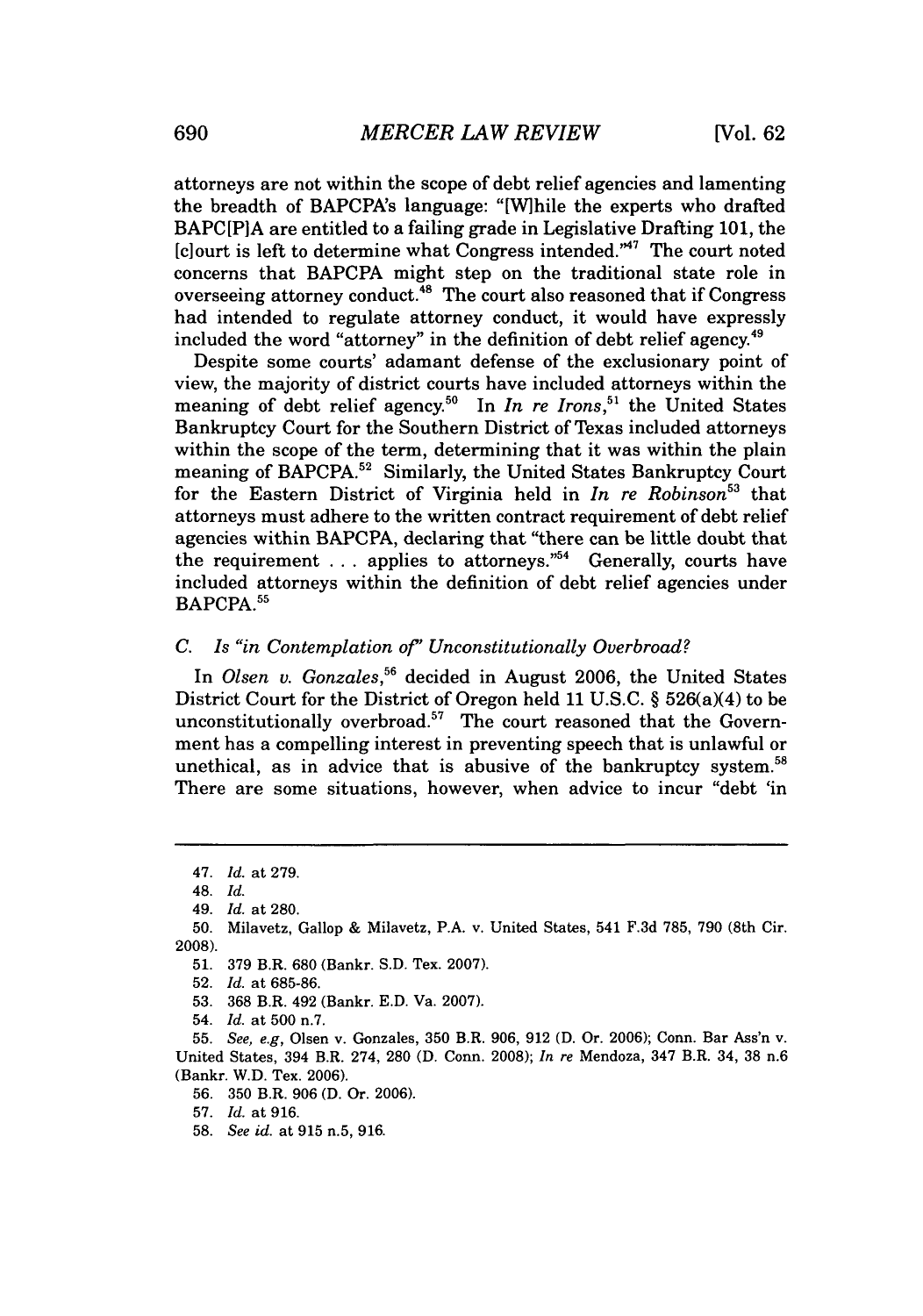attorneys are not within the scope of debt relief agencies and lamenting the breadth of BAPCPA's language: "[W]hile the experts who drafted BAPC[P]A are entitled to a failing grade in Legislative Drafting 101, the [c]ourt is left to determine what Congress intended."[47] The court noted concerns that BAPCPA might step on the traditional state role in overseeing attorney conduct.[48] The court also reasoned that if Congress had intended to regulate attorney conduct, it would have expressly included the word "attorney" in the definition of debt relief agency.[49]

Despite some courts' adamant defense of the exclusionary point of view, the majority of district courts have included attorneys within the meaning of debt relief agency.[50] In *In re Irons*,[51] the United States Bankruptcy Court for the Southern District of Texas included attorneys within the scope of the term, determining that it was within the plain meaning of BAPCPA.[52] Similarly, the United States Bankruptcy Court for the Eastern District of Virginia held in *In re Robinson*[53] that attorneys must adhere to the written contract requirement of debt relief agencies within BAPCPA, declaring that "there can be little doubt that the requirement . . . applies to attorneys."[54] Generally, courts have included attorneys within the definition of debt relief agencies under BAPCPA.[55]

### *C. Is "in Contemplation of" Unconstitutionally Overbroad?*

In *Olsen v. Gonzales*,[56] decided in August 2006, the United States District Court for the District of Oregon held 11 U.S.C. § 526(a)(4) to be unconstitutionally overbroad.[57] The court reasoned that the Government has a compelling interest in preventing speech that is unlawful or unethical, as in advice that is abusive of the bankruptcy system.[58] There are some situations, however, when advice to incur "debt 'in

---

47. *Id.* at 279.

48. *Id.*

49. *Id.* at 280.

50. Milavetz, Gallop & Milavetz, P.A. v. United States, 541 F.3d 785, 790 (8th Cir. 2008).

51. 379 B.R. 680 (Bankr. S.D. Tex. 2007).

52. *Id.* at 685-86.

53. 368 B.R. 492 (Bankr. E.D. Va. 2007).

54. *Id.* at 500 n.7.

55. *See, e.g*, Olsen v. Gonzales, 350 B.R. 906, 912 (D. Or. 2006); Conn. Bar Ass'n v. United States, 394 B.R. 274, 280 (D. Conn. 2008); *In re* Mendoza, 347 B.R. 34, 38 n.6 (Bankr. W.D. Tex. 2006).

56. 350 B.R. 906 (D. Or. 2006).

57. *Id.* at 916.

58. *See id.* at 915 n.5, 916.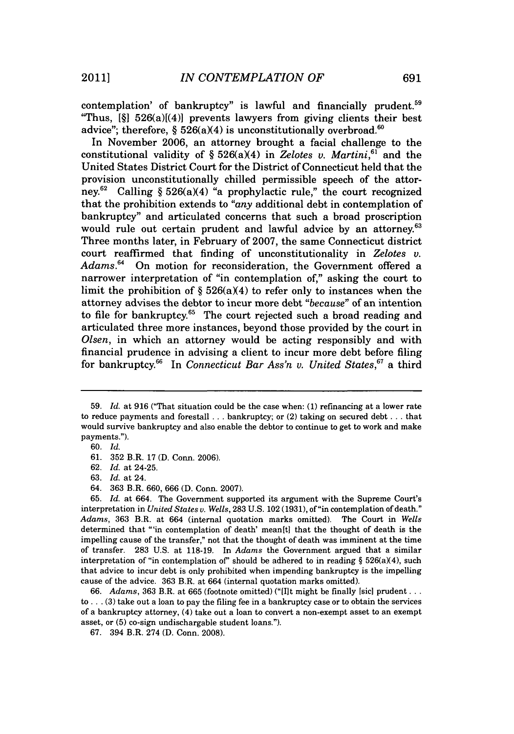contemplation' of bankruptcy" is lawful and financially prudent.[59] "Thus, [§] 526(a)[(4)] prevents lawyers from giving clients their best advice"; therefore, § 526(a)(4) is unconstitutionally overbroad.[60]

In November 2006, an attorney brought a facial challenge to the constitutional validity of § 526(a)(4) in *Zelotes v. Martini*,[61] and the United States District Court for the District of Connecticut held that the provision unconstitutionally chilled permissible speech of the attorney.[62] Calling § 526(a)(4) "a prophylactic rule," the court recognized that the prohibition extends to "*any* additional debt in contemplation of bankruptcy" and articulated concerns that such a broad proscription would rule out certain prudent and lawful advice by an attorney.[63] Three months later, in February of 2007, the same Connecticut district court reaffirmed that finding of unconstitutionality in *Zelotes v. Adams*.[64] On motion for reconsideration, the Government offered a narrower interpretation of "in contemplation of," asking the court to limit the prohibition of § 526(a)(4) to refer only to instances when the attorney advises the debtor to incur more debt "*because*" of an intention to file for bankruptcy.[65] The court rejected such a broad reading and articulated three more instances, beyond those provided by the court in *Olsen*, in which an attorney would be acting responsibly and with financial prudence in advising a client to incur more debt before filing for bankruptcy.[66] In *Connecticut Bar Ass'n v. United States*,[67] a third

---

59. *Id.* at 916 ("That situation could be the case when: (1) refinancing at a lower rate to reduce payments and forestall . . . bankruptcy; or (2) taking on secured debt . . . that would survive bankruptcy and also enable the debtor to continue to get to work and make payments.").

60. *Id.*

61. 352 B.R. 17 (D. Conn. 2006).

62. *Id.* at 24-25.

63. *Id.* at 24.

64. 363 B.R. 660, 666 (D. Conn. 2007).

65. *Id.* at 664. The Government supported its argument with the Supreme Court's interpretation in *United States v. Wells*, 283 U.S. 102 (1931), of "in contemplation of death." *Adams*, 363 B.R. at 664 (internal quotation marks omitted). The Court in *Wells* determined that "'in contemplation of death' mean[t] that the thought of death is the impelling cause of the transfer," not that the thought of death was imminent at the time of transfer. 283 U.S. at 118-19. In *Adams* the Government argued that a similar interpretation of "in contemplation of" should be adhered to in reading § 526(a)(4), such that advice to incur debt is only prohibited when impending bankruptcy is the impelling cause of the advice. 363 B.R. at 664 (internal quotation marks omitted).

66. *Adams*, 363 B.R. at 665 (footnote omitted) ("[I]t might be finally [sic] prudent . . . to . . . (3) take out a loan to pay the filing fee in a bankruptcy case or to obtain the services of a bankruptcy attorney, (4) take out a loan to convert a non-exempt asset to an exempt asset, or (5) co-sign undischargable student loans.").

67. 394 B.R. 274 (D. Conn. 2008).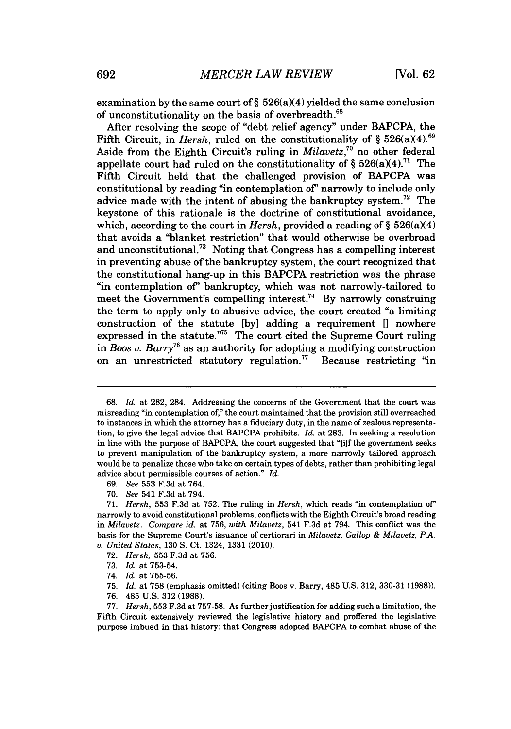examination by the same court of § 526(a)(4) yielded the same conclusion of unconstitutionality on the basis of overbreadth.[68]

After resolving the scope of "debt relief agency" under BAPCPA, the Fifth Circuit, in *Hersh*, ruled on the constitutionality of § 526(a)(4).[69] Aside from the Eighth Circuit's ruling in *Milavetz*,[70] no other federal appellate court had ruled on the constitutionality of § 526(a)(4).[71] The Fifth Circuit held that the challenged provision of BAPCPA was constitutional by reading "in contemplation of" narrowly to include only advice made with the intent of abusing the bankruptcy system.[72] The keystone of this rationale is the doctrine of constitutional avoidance, which, according to the court in *Hersh*, provided a reading of § 526(a)(4) that avoids a "blanket restriction" that would otherwise be overbroad and unconstitutional.[73] Noting that Congress has a compelling interest in preventing abuse of the bankruptcy system, the court recognized that the constitutional hang-up in this BAPCPA restriction was the phrase "in contemplation of" bankruptcy, which was not narrowly-tailored to meet the Government's compelling interest.[74] By narrowly construing the term to apply only to abusive advice, the court created "a limiting construction of the statute [by] adding a requirement [] nowhere expressed in the statute."[75] The court cited the Supreme Court ruling in *Boos v. Barry*[76] as an authority for adopting a modifying construction on an unrestricted statutory regulation.[77] Because restricting "in

---

68. *Id.* at 282, 284. Addressing the concerns of the Government that the court was misreading "in contemplation of," the court maintained that the provision still overreached to instances in which the attorney has a fiduciary duty, in the name of zealous representation, to give the legal advice that BAPCPA prohibits. *Id.* at 283. In seeking a resolution in line with the purpose of BAPCPA, the court suggested that "[i]f the government seeks to prevent manipulation of the bankruptcy system, a more narrowly tailored approach would be to penalize those who take on certain types of debts, rather than prohibiting legal advice about permissible courses of action." *Id.*

69. *See* 553 F.3d at 764.

70. *See* 541 F.3d at 794.

71. *Hersh*, 553 F.3d at 752. The ruling in *Hersh*, which reads "in contemplation of" narrowly to avoid constitutional problems, conflicts with the Eighth Circuit's broad reading in *Milavetz*. *Compare id.* at 756, *with Milavetz*, 541 F.3d at 794. This conflict was the basis for the Supreme Court's issuance of certiorari in *Milavetz, Gallop & Milavetz, P.A. v. United States*, 130 S. Ct. 1324, 1331 (2010).

72. *Hersh*, 553 F.3d at 756.

73. *Id.* at 753-54.

74. *Id.* at 755-56.

75. *Id.* at 758 (emphasis omitted) (citing Boos v. Barry, 485 U.S. 312, 330-31 (1988)).

76. 485 U.S. 312 (1988).

77. *Hersh*, 553 F.3d at 757-58. As further justification for adding such a limitation, the Fifth Circuit extensively reviewed the legislative history and proffered the legislative purpose imbued in that history: that Congress adopted BAPCPA to combat abuse of the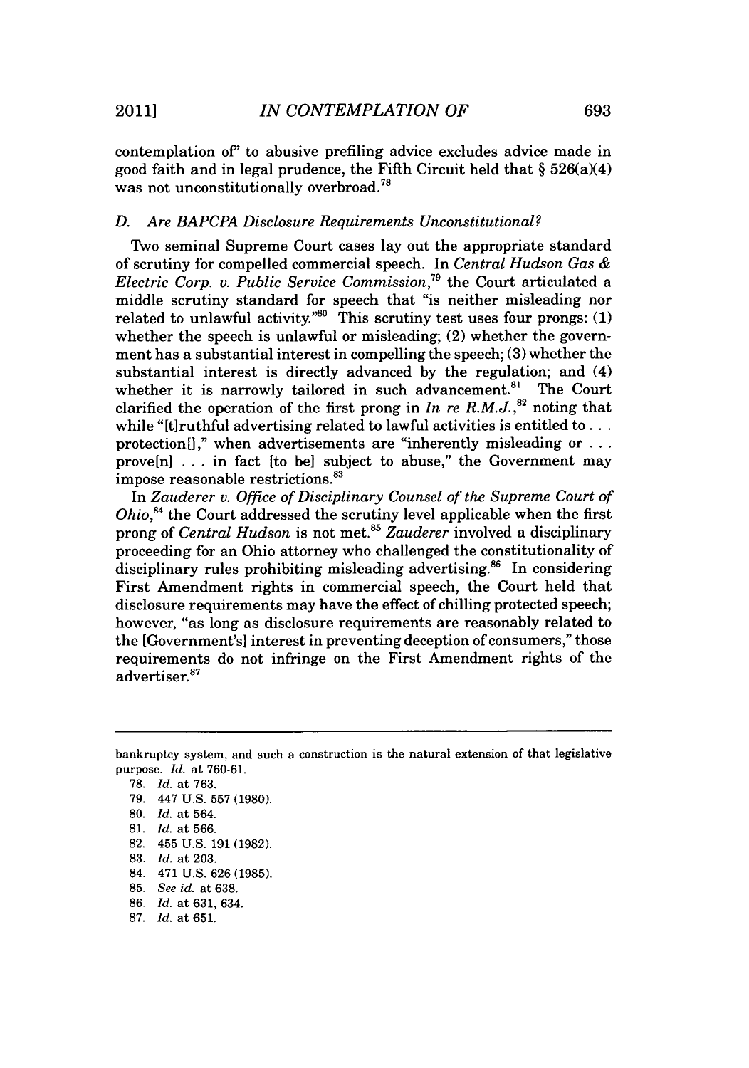contemplation of" to abusive prefiling advice excludes advice made in good faith and in legal prudence, the Fifth Circuit held that § 526(a)(4) was not unconstitutionally overbroad.[78]

### D. *Are BAPCPA Disclosure Requirements Unconstitutional?*

Two seminal Supreme Court cases lay out the appropriate standard of scrutiny for compelled commercial speech. In *Central Hudson Gas & Electric Corp. v. Public Service Commission*,[79] the Court articulated a middle scrutiny standard for speech that "is neither misleading nor related to unlawful activity."[80] This scrutiny test uses four prongs: (1) whether the speech is unlawful or misleading; (2) whether the government has a substantial interest in compelling the speech; (3) whether the substantial interest is directly advanced by the regulation; and (4) whether it is narrowly tailored in such advancement.[81] The Court clarified the operation of the first prong in *In re R.M.J.*,[82] noting that while "[t]ruthful advertising related to lawful activities is entitled to . . . protection[]," when advertisements are "inherently misleading or . . . prove[n] . . . in fact [to be] subject to abuse," the Government may impose reasonable restrictions.[83]

In *Zauderer v. Office of Disciplinary Counsel of the Supreme Court of Ohio*,[84] the Court addressed the scrutiny level applicable when the first prong of *Central Hudson* is not met.[85] *Zauderer* involved a disciplinary proceeding for an Ohio attorney who challenged the constitutionality of disciplinary rules prohibiting misleading advertising.[86] In considering First Amendment rights in commercial speech, the Court held that disclosure requirements may have the effect of chilling protected speech; however, "as long as disclosure requirements are reasonably related to the [Government's] interest in preventing deception of consumers," those requirements do not infringe on the First Amendment rights of the advertiser.[87]

---

bankruptcy system, and such a construction is the natural extension of that legislative purpose. *Id.* at 760-61.

78. *Id.* at 763.
79. 447 U.S. 557 (1980).
80. *Id.* at 564.
81. *Id.* at 566.
82. 455 U.S. 191 (1982).
83. *Id.* at 203.
84. 471 U.S. 626 (1985).
85. *See id.* at 638.
86. *Id.* at 631, 634.
87. *Id.* at 651.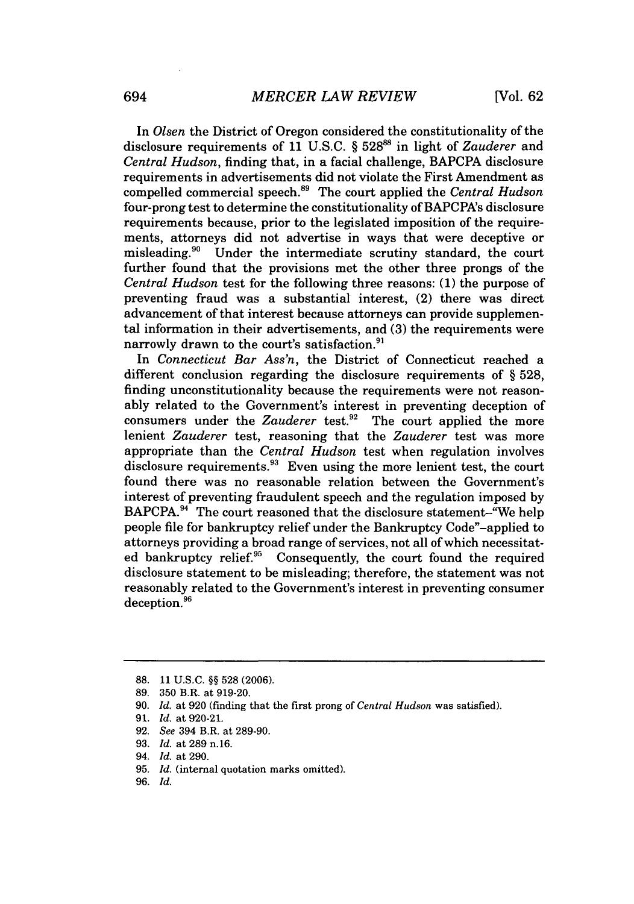In *Olsen* the District of Oregon considered the constitutionality of the disclosure requirements of 11 U.S.C. § 528[88] in light of *Zauderer* and *Central Hudson*, finding that, in a facial challenge, BAPCPA disclosure requirements in advertisements did not violate the First Amendment as compelled commercial speech.[89] The court applied the *Central Hudson* four-prong test to determine the constitutionality of BAPCPA's disclosure requirements because, prior to the legislated imposition of the requirements, attorneys did not advertise in ways that were deceptive or misleading.[90] Under the intermediate scrutiny standard, the court further found that the provisions met the other three prongs of the *Central Hudson* test for the following three reasons: (1) the purpose of preventing fraud was a substantial interest, (2) there was direct advancement of that interest because attorneys can provide supplemental information in their advertisements, and (3) the requirements were narrowly drawn to the court's satisfaction.[91]

In *Connecticut Bar Ass'n*, the District of Connecticut reached a different conclusion regarding the disclosure requirements of § 528, finding unconstitutionality because the requirements were not reasonably related to the Government's interest in preventing deception of consumers under the *Zauderer* test.[92] The court applied the more lenient *Zauderer* test, reasoning that the *Zauderer* test was more appropriate than the *Central Hudson* test when regulation involves disclosure requirements.[93] Even using the more lenient test, the court found there was no reasonable relation between the Government's interest of preventing fraudulent speech and the regulation imposed by BAPCPA.[94] The court reasoned that the disclosure statement–"We help people file for bankruptcy relief under the Bankruptcy Code"–applied to attorneys providing a broad range of services, not all of which necessitated bankruptcy relief.[95] Consequently, the court found the required disclosure statement to be misleading; therefore, the statement was not reasonably related to the Government's interest in preventing consumer deception.[96]

---

88. 11 U.S.C. §§ 528 (2006).

89. 350 B.R. at 919-20.

90. *Id.* at 920 (finding that the first prong of *Central Hudson* was satisfied).

91. *Id.* at 920-21.

92. *See* 394 B.R. at 289-90.

93. *Id.* at 289 n.16.

94. *Id.* at 290.

95. *Id.* (internal quotation marks omitted).

96. *Id.*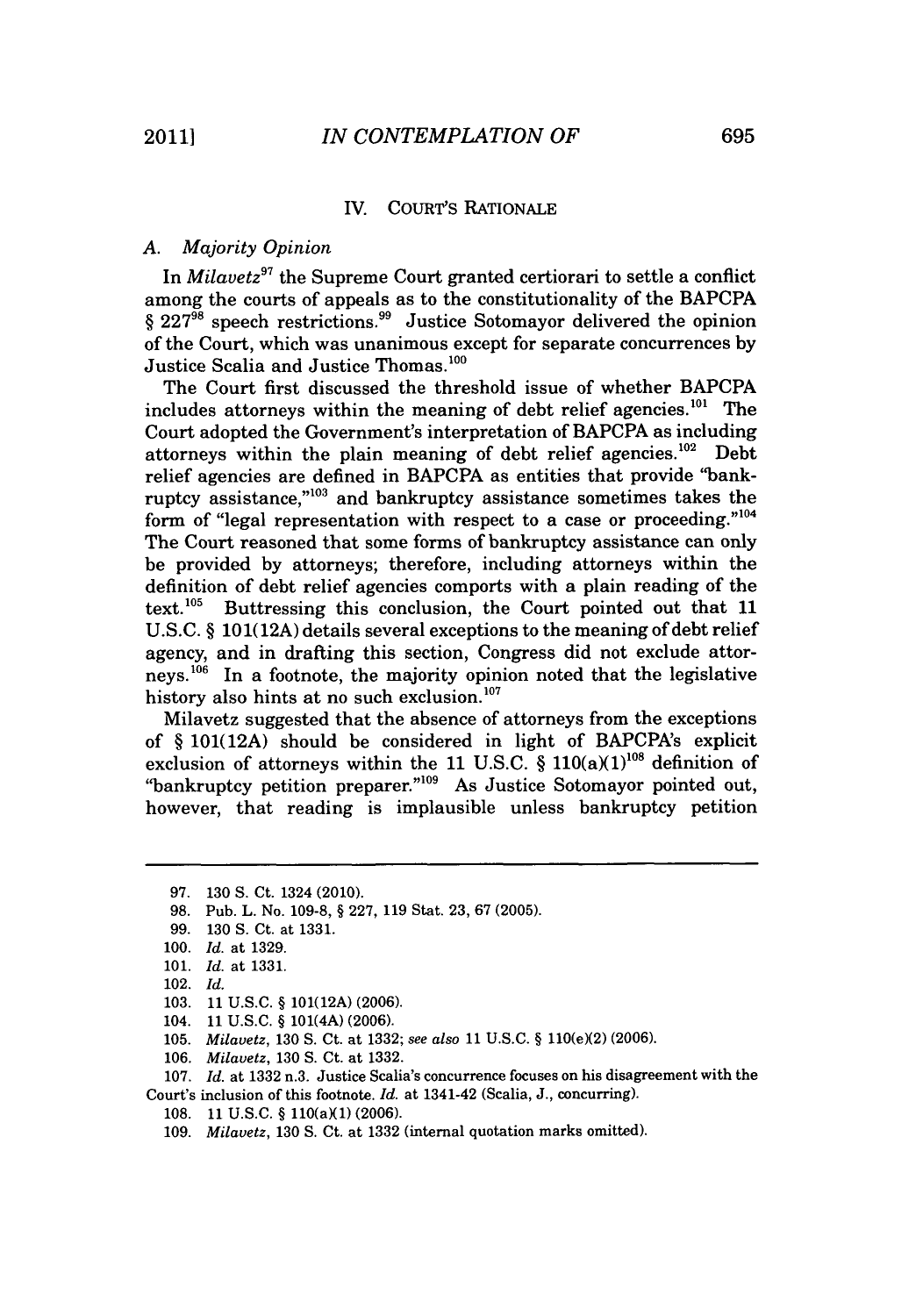## IV. COURT'S RATIONALE

### A. *Majority Opinion*

In *Milavetz*[97] the Supreme Court granted certiorari to settle a conflict among the courts of appeals as to the constitutionality of the BAPCPA § 227[98] speech restrictions.[99] Justice Sotomayor delivered the opinion of the Court, which was unanimous except for separate concurrences by Justice Scalia and Justice Thomas.[100]

The Court first discussed the threshold issue of whether BAPCPA includes attorneys within the meaning of debt relief agencies.[101] The Court adopted the Government's interpretation of BAPCPA as including attorneys within the plain meaning of debt relief agencies.[102] Debt relief agencies are defined in BAPCPA as entities that provide "bankruptcy assistance,"[103] and bankruptcy assistance sometimes takes the form of "legal representation with respect to a case or proceeding."[104] The Court reasoned that some forms of bankruptcy assistance can only be provided by attorneys; therefore, including attorneys within the definition of debt relief agencies comports with a plain reading of the text.[105] Buttressing this conclusion, the Court pointed out that 11 U.S.C. § 101(12A) details several exceptions to the meaning of debt relief agency, and in drafting this section, Congress did not exclude attorneys.[106] In a footnote, the majority opinion noted that the legislative history also hints at no such exclusion.[107]

Milavetz suggested that the absence of attorneys from the exceptions of § 101(12A) should be considered in light of BAPCPA's explicit exclusion of attorneys within the 11 U.S.C. § 110(a)(1)[108] definition of "bankruptcy petition preparer."[109] As Justice Sotomayor pointed out, however, that reading is implausible unless bankruptcy petition

---

97. 130 S. Ct. 1324 (2010).

98. Pub. L. No. 109-8, § 227, 119 Stat. 23, 67 (2005).

99. 130 S. Ct. at 1331.

100. *Id.* at 1329.

101. *Id.* at 1331.

102. *Id.*

103. 11 U.S.C. § 101(12A) (2006).

104. 11 U.S.C. § 101(4A) (2006).

105. *Milavetz*, 130 S. Ct. at 1332; *see also* 11 U.S.C. § 110(e)(2) (2006).

106. *Milavetz*, 130 S. Ct. at 1332.

107. *Id.* at 1332 n.3. Justice Scalia's concurrence focuses on his disagreement with the Court's inclusion of this footnote. *Id.* at 1341-42 (Scalia, J., concurring).

108. 11 U.S.C. § 110(a)(1) (2006).

109. *Milavetz*, 130 S. Ct. at 1332 (internal quotation marks omitted).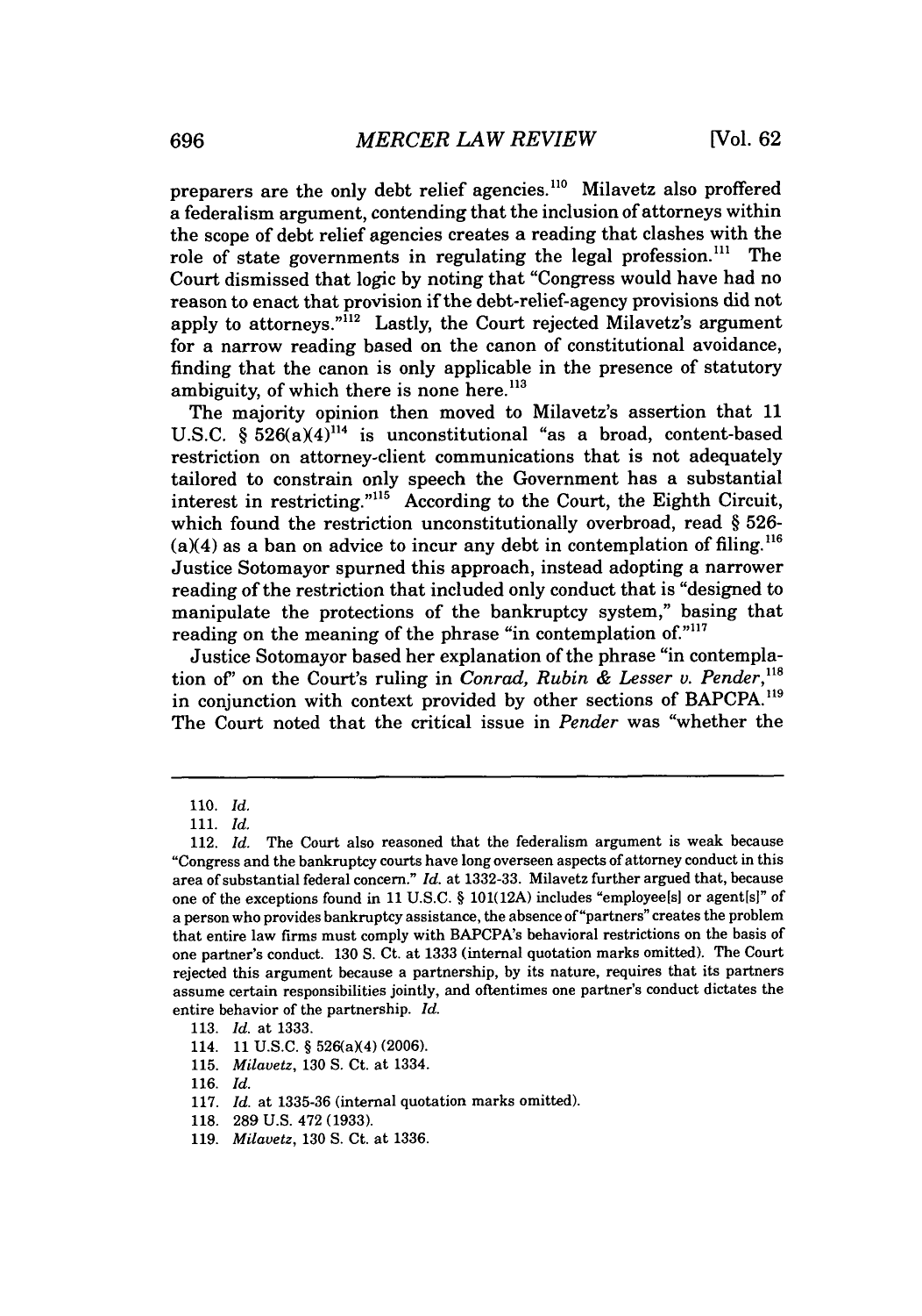preparers are the only debt relief agencies.[110] Milavetz also proffered a federalism argument, contending that the inclusion of attorneys within the scope of debt relief agencies creates a reading that clashes with the role of state governments in regulating the legal profession.[111] The Court dismissed that logic by noting that "Congress would have had no reason to enact that provision if the debt-relief-agency provisions did not apply to attorneys."[112] Lastly, the Court rejected Milavetz's argument for a narrow reading based on the canon of constitutional avoidance, finding that the canon is only applicable in the presence of statutory ambiguity, of which there is none here.[113]

The majority opinion then moved to Milavetz's assertion that 11 U.S.C. § 526(a)(4)[114] is unconstitutional "as a broad, content-based restriction on attorney-client communications that is not adequately tailored to constrain only speech the Government has a substantial interest in restricting."[115] According to the Court, the Eighth Circuit, which found the restriction unconstitutionally overbroad, read § 526-(a)(4) as a ban on advice to incur any debt in contemplation of filing.[116] Justice Sotomayor spurned this approach, instead adopting a narrower reading of the restriction that included only conduct that is "designed to manipulate the protections of the bankruptcy system," basing that reading on the meaning of the phrase "in contemplation of."[117]

Justice Sotomayor based her explanation of the phrase "in contemplation of" on the Court's ruling in *Conrad, Rubin & Lesser v. Pender*,[118] in conjunction with context provided by other sections of BAPCPA.[119] The Court noted that the critical issue in *Pender* was "whether the

---

110. *Id.*

111. *Id.*

112. *Id.* The Court also reasoned that the federalism argument is weak because "Congress and the bankruptcy courts have long overseen aspects of attorney conduct in this area of substantial federal concern." *Id.* at 1332-33. Milavetz further argued that, because one of the exceptions found in 11 U.S.C. § 101(12A) includes "employee[s] or agent[s]" of a person who provides bankruptcy assistance, the absence of "partners" creates the problem that entire law firms must comply with BAPCPA's behavioral restrictions on the basis of one partner's conduct. 130 S. Ct. at 1333 (internal quotation marks omitted). The Court rejected this argument because a partnership, by its nature, requires that its partners assume certain responsibilities jointly, and oftentimes one partner's conduct dictates the entire behavior of the partnership. *Id.*

113. *Id.* at 1333.

114. 11 U.S.C. § 526(a)(4) (2006).

115. *Milavetz*, 130 S. Ct. at 1334.

116. *Id.*

117. *Id.* at 1335-36 (internal quotation marks omitted).

118. 289 U.S. 472 (1933).

119. *Milavetz*, 130 S. Ct. at 1336.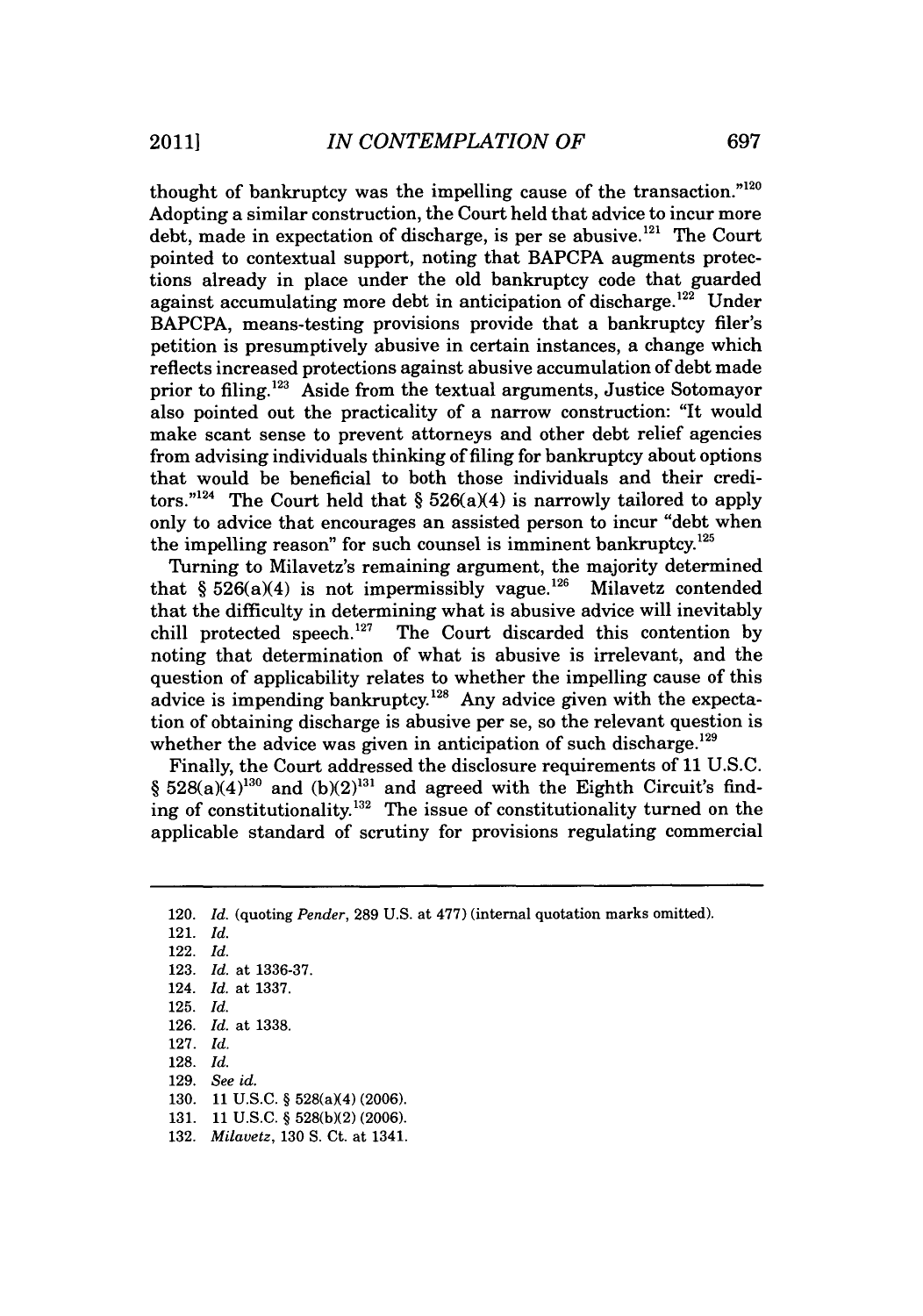thought of bankruptcy was the impelling cause of the transaction."[120] Adopting a similar construction, the Court held that advice to incur more debt, made in expectation of discharge, is per se abusive.[121] The Court pointed to contextual support, noting that BAPCPA augments protections already in place under the old bankruptcy code that guarded against accumulating more debt in anticipation of discharge.[122] Under BAPCPA, means-testing provisions provide that a bankruptcy filer's petition is presumptively abusive in certain instances, a change which reflects increased protections against abusive accumulation of debt made prior to filing.[123] Aside from the textual arguments, Justice Sotomayor also pointed out the practicality of a narrow construction: "It would make scant sense to prevent attorneys and other debt relief agencies from advising individuals thinking of filing for bankruptcy about options that would be beneficial to both those individuals and their creditors."[124] The Court held that § 526(a)(4) is narrowly tailored to apply only to advice that encourages an assisted person to incur "debt when the impelling reason" for such counsel is imminent bankruptcy.[125]

Turning to Milavetz's remaining argument, the majority determined that § 526(a)(4) is not impermissibly vague.[126] Milavetz contended that the difficulty in determining what is abusive advice will inevitably chill protected speech.[127] The Court discarded this contention by noting that determination of what is abusive is irrelevant, and the question of applicability relates to whether the impelling cause of this advice is impending bankruptcy.[128] Any advice given with the expectation of obtaining discharge is abusive per se, so the relevant question is whether the advice was given in anticipation of such discharge.[129]

Finally, the Court addressed the disclosure requirements of 11 U.S.C. § 528(a)(4)[130] and (b)(2)[131] and agreed with the Eighth Circuit's finding of constitutionality.[132] The issue of constitutionality turned on the applicable standard of scrutiny for provisions regulating commercial

---

120. *Id.* (quoting *Pender*, 289 U.S. at 477) (internal quotation marks omitted).
121. *Id.*
122. *Id.*
123. *Id.* at 1336-37.
124. *Id.* at 1337.
125. *Id.*
126. *Id.* at 1338.
127. *Id.*
128. *Id.*
129. *See id.*
130. 11 U.S.C. § 528(a)(4) (2006).
131. 11 U.S.C. § 528(b)(2) (2006).
132. *Milavetz*, 130 S. Ct. at 1341.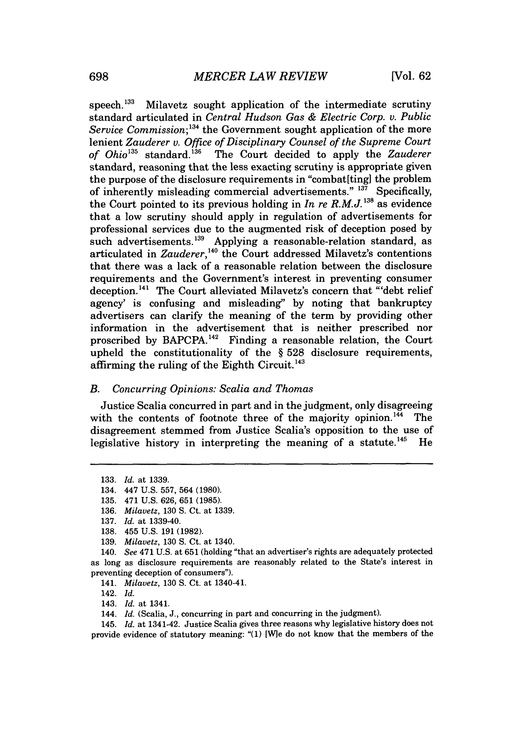speech.[133] Milavetz sought application of the intermediate scrutiny standard articulated in *Central Hudson Gas & Electric Corp. v. Public Service Commission*;[134] the Government sought application of the more lenient *Zauderer v. Office of Disciplinary Counsel of the Supreme Court of Ohio*[135] standard.[136] The Court decided to apply the *Zauderer* standard, reasoning that the less exacting scrutiny is appropriate given the purpose of the disclosure requirements in "combat[ting] the problem of inherently misleading commercial advertisements." [137] Specifically, the Court pointed to its previous holding in *In re R.M.J.*[138] as evidence that a low scrutiny should apply in regulation of advertisements for professional services due to the augmented risk of deception posed by such advertisements.[139] Applying a reasonable-relation standard, as articulated in *Zauderer*,[140] the Court addressed Milavetz's contentions that there was a lack of a reasonable relation between the disclosure requirements and the Government's interest in preventing consumer deception.[141] The Court alleviated Milavetz's concern that "'debt relief agency' is confusing and misleading" by noting that bankruptcy advertisers can clarify the meaning of the term by providing other information in the advertisement that is neither prescribed nor proscribed by BAPCPA.[142] Finding a reasonable relation, the Court upheld the constitutionality of the § 528 disclosure requirements, affirming the ruling of the Eighth Circuit.[143]

### *B. Concurring Opinions: Scalia and Thomas*

Justice Scalia concurred in part and in the judgment, only disagreeing with the contents of footnote three of the majority opinion.[144] The disagreement stemmed from Justice Scalia's opposition to the use of legislative history in interpreting the meaning of a statute.[145] He

---

133. *Id.* at 1339.

134. 447 U.S. 557, 564 (1980).

135. 471 U.S. 626, 651 (1985).

136. *Milavetz*, 130 S. Ct. at 1339.

137. *Id.* at 1339-40.

138. 455 U.S. 191 (1982).

139. *Milavetz*, 130 S. Ct. at 1340.

140. *See* 471 U.S. at 651 (holding "that an advertiser's rights are adequately protected as long as disclosure requirements are reasonably related to the State's interest in preventing deception of consumers").

141. *Milavetz*, 130 S. Ct. at 1340-41.

142. *Id.*

143. *Id.* at 1341.

144. *Id.* (Scalia, J., concurring in part and concurring in the judgment).

145. *Id.* at 1341-42. Justice Scalia gives three reasons why legislative history does not provide evidence of statutory meaning: "(1) [W]e do not know that the members of the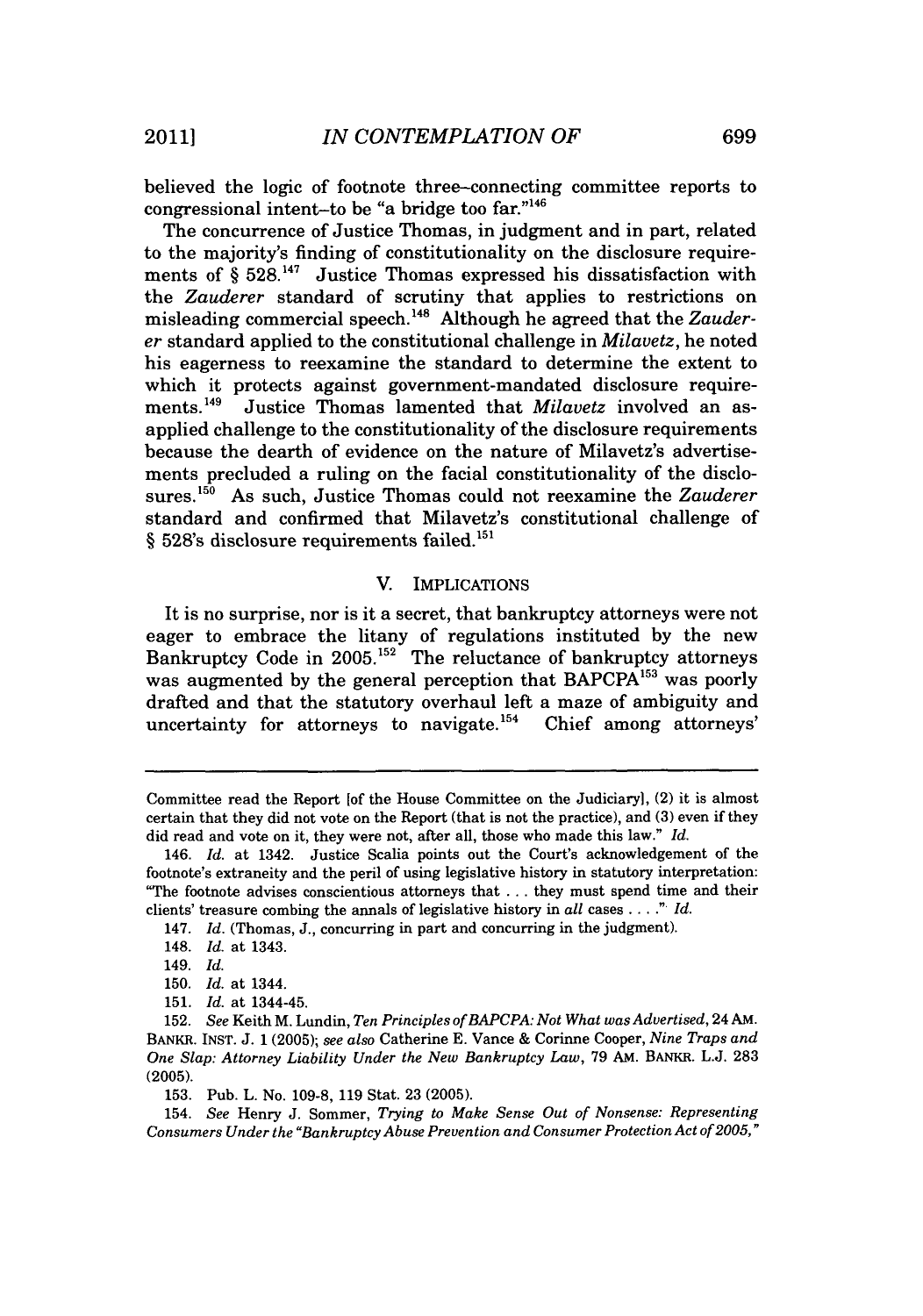believed the logic of footnote three–connecting committee reports to congressional intent–to be "a bridge too far."[146]

The concurrence of Justice Thomas, in judgment and in part, related to the majority's finding of constitutionality on the disclosure requirements of § 528.[147] Justice Thomas expressed his dissatisfaction with the *Zauderer* standard of scrutiny that applies to restrictions on misleading commercial speech.[148] Although he agreed that the *Zauderer* standard applied to the constitutional challenge in *Milavetz*, he noted his eagerness to reexamine the standard to determine the extent to which it protects against government-mandated disclosure requirements.[149] Justice Thomas lamented that *Milavetz* involved an as-applied challenge to the constitutionality of the disclosure requirements because the dearth of evidence on the nature of Milavetz's advertisements precluded a ruling on the facial constitutionality of the disclosures.[150] As such, Justice Thomas could not reexamine the *Zauderer* standard and confirmed that Milavetz's constitutional challenge of § 528's disclosure requirements failed.[151]

## V. IMPLICATIONS

It is no surprise, nor is it a secret, that bankruptcy attorneys were not eager to embrace the litany of regulations instituted by the new Bankruptcy Code in 2005.[152] The reluctance of bankruptcy attorneys was augmented by the general perception that BAPCPA[153] was poorly drafted and that the statutory overhaul left a maze of ambiguity and uncertainty for attorneys to navigate.[154] Chief among attorneys'

---

Committee read the Report [of the House Committee on the Judiciary], (2) it is almost certain that they did not vote on the Report (that is not the practice), and (3) even if they did read and vote on it, they were not, after all, those who made this law." *Id.*

146. *Id.* at 1342. Justice Scalia points out the Court's acknowledgement of the footnote's extraneity and the peril of using legislative history in statutory interpretation: "The footnote advises conscientious attorneys that . . . they must spend time and their clients' treasure combing the annals of legislative history in *all* cases . . . ." *Id.*

147. *Id.* (Thomas, J., concurring in part and concurring in the judgment).

148. *Id.* at 1343.

149. *Id.*

150. *Id.* at 1344.

151. *Id.* at 1344-45.

152. *See* Keith M. Lundin, *Ten Principles of BAPCPA: Not What was Advertised*, 24 AM. BANKR. INST. J. 1 (2005); *see also* Catherine E. Vance & Corinne Cooper, *Nine Traps and One Slap: Attorney Liability Under the New Bankruptcy Law*, 79 AM. BANKR. L.J. 283 (2005).

153. Pub. L. No. 109-8, 119 Stat. 23 (2005).

154. *See* Henry J. Sommer, *Trying to Make Sense Out of Nonsense: Representing Consumers Under the "Bankruptcy Abuse Prevention and Consumer Protection Act of 2005,"*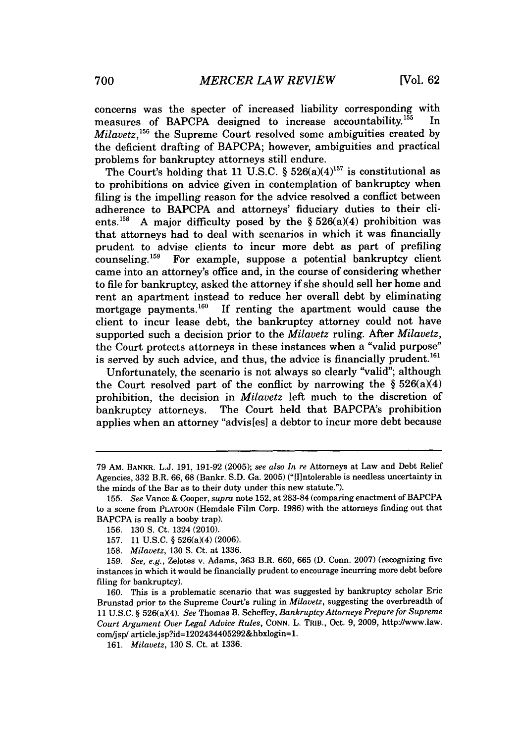concerns was the specter of increased liability corresponding with measures of BAPCPA designed to increase accountability.[155] In *Milavetz*,[156] the Supreme Court resolved some ambiguities created by the deficient drafting of BAPCPA; however, ambiguities and practical problems for bankruptcy attorneys still endure.

The Court's holding that 11 U.S.C. § 526(a)(4)[157] is constitutional as to prohibitions on advice given in contemplation of bankruptcy when filing is the impelling reason for the advice resolved a conflict between adherence to BAPCPA and attorneys' fiduciary duties to their clients.[158] A major difficulty posed by the § 526(a)(4) prohibition was that attorneys had to deal with scenarios in which it was financially prudent to advise clients to incur more debt as part of prefiling counseling.[159] For example, suppose a potential bankruptcy client came into an attorney's office and, in the course of considering whether to file for bankruptcy, asked the attorney if she should sell her home and rent an apartment instead to reduce her overall debt by eliminating mortgage payments.[160] If renting the apartment would cause the client to incur lease debt, the bankruptcy attorney could not have supported such a decision prior to the *Milavetz* ruling. After *Milavetz*, the Court protects attorneys in these instances when a "valid purpose" is served by such advice, and thus, the advice is financially prudent.[161]

Unfortunately, the scenario is not always so clearly "valid"; although the Court resolved part of the conflict by narrowing the § 526(a)(4) prohibition, the decision in *Milavetz* left much to the discretion of bankruptcy attorneys. The Court held that BAPCPA's prohibition applies when an attorney "advis[es] a debtor to incur more debt because

---

79 AM. BANKR. L.J. 191, 191-92 (2005); *see also In re* Attorneys at Law and Debt Relief Agencies, 332 B.R. 66, 68 (Bankr. S.D. Ga. 2005) ("[I]ntolerable is needless uncertainty in the minds of the Bar as to their duty under this new statute.").

155. *See* Vance & Cooper, *supra* note 152, at 283-84 (comparing enactment of BAPCPA to a scene from PLATOON (Hemdale Film Corp. 1986) with the attorneys finding out that BAPCPA is really a booby trap).

156. 130 S. Ct. 1324 (2010).

157. 11 U.S.C. § 526(a)(4) (2006).

158. *Milavetz*, 130 S. Ct. at 1336.

159. *See, e.g.*, Zelotes v. Adams, 363 B.R. 660, 665 (D. Conn. 2007) (recognizing five instances in which it would be financially prudent to encourage incurring more debt before filing for bankruptcy).

160. This is a problematic scenario that was suggested by bankruptcy scholar Eric Brunstad prior to the Supreme Court's ruling in *Milavetz*, suggesting the overbreadth of 11 U.S.C. § 526(a)(4). *See* Thomas B. Scheffey, *Bankruptcy Attorneys Prepare for Supreme Court Argument Over Legal Advice Rules*, CONN. L. TRIB., Oct. 9, 2009, http://www.law.com/jsp/ article.jsp?id=1202434405292&hbxlogin=1.

161. *Milavetz*, 130 S. Ct. at 1336.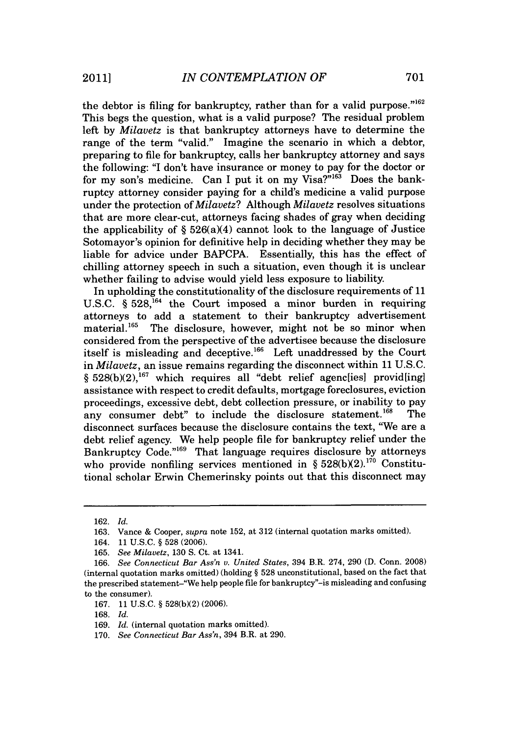the debtor is filing for bankruptcy, rather than for a valid purpose."[162] This begs the question, what is a valid purpose? The residual problem left by *Milavetz* is that bankruptcy attorneys have to determine the range of the term "valid." Imagine the scenario in which a debtor, preparing to file for bankruptcy, calls her bankruptcy attorney and says the following: "I don't have insurance or money to pay for the doctor or for my son's medicine. Can I put it on my Visa?"[163] Does the bankruptcy attorney consider paying for a child's medicine a valid purpose under the protection of *Milavetz*? Although *Milavetz* resolves situations that are more clear-cut, attorneys facing shades of gray when deciding the applicability of § 526(a)(4) cannot look to the language of Justice Sotomayor's opinion for definitive help in deciding whether they may be liable for advice under BAPCPA. Essentially, this has the effect of chilling attorney speech in such a situation, even though it is unclear whether failing to advise would yield less exposure to liability.

In upholding the constitutionality of the disclosure requirements of 11 U.S.C. § 528,[164] the Court imposed a minor burden in requiring attorneys to add a statement to their bankruptcy advertisement material.[165] The disclosure, however, might not be so minor when considered from the perspective of the advertisee because the disclosure itself is misleading and deceptive.[166] Left unaddressed by the Court in *Milavetz*, an issue remains regarding the disconnect within 11 U.S.C. § 528(b)(2),[167] which requires all "debt relief agenc[ies] provid[ing] assistance with respect to credit defaults, mortgage foreclosures, eviction proceedings, excessive debt, debt collection pressure, or inability to pay any consumer debt" to include the disclosure statement.[168] The disconnect surfaces because the disclosure contains the text, "We are a debt relief agency. We help people file for bankruptcy relief under the Bankruptcy Code."[169] That language requires disclosure by attorneys who provide nonfiling services mentioned in § 528(b)(2).[170] Constitutional scholar Erwin Chemerinsky points out that this disconnect may

---

162. *Id.*

163. Vance & Cooper, *supra* note 152, at 312 (internal quotation marks omitted).

164. 11 U.S.C. § 528 (2006).

165. *See Milavetz*, 130 S. Ct. at 1341.

166. *See Connecticut Bar Ass'n v. United States*, 394 B.R. 274, 290 (D. Conn. 2008) (internal quotation marks omitted) (holding § 528 unconstitutional, based on the fact that the prescribed statement–"We help people file for bankruptcy"–is misleading and confusing to the consumer).

167. 11 U.S.C. § 528(b)(2) (2006).

168. *Id.*

169. *Id.* (internal quotation marks omitted).

170. *See Connecticut Bar Ass'n*, 394 B.R. at 290.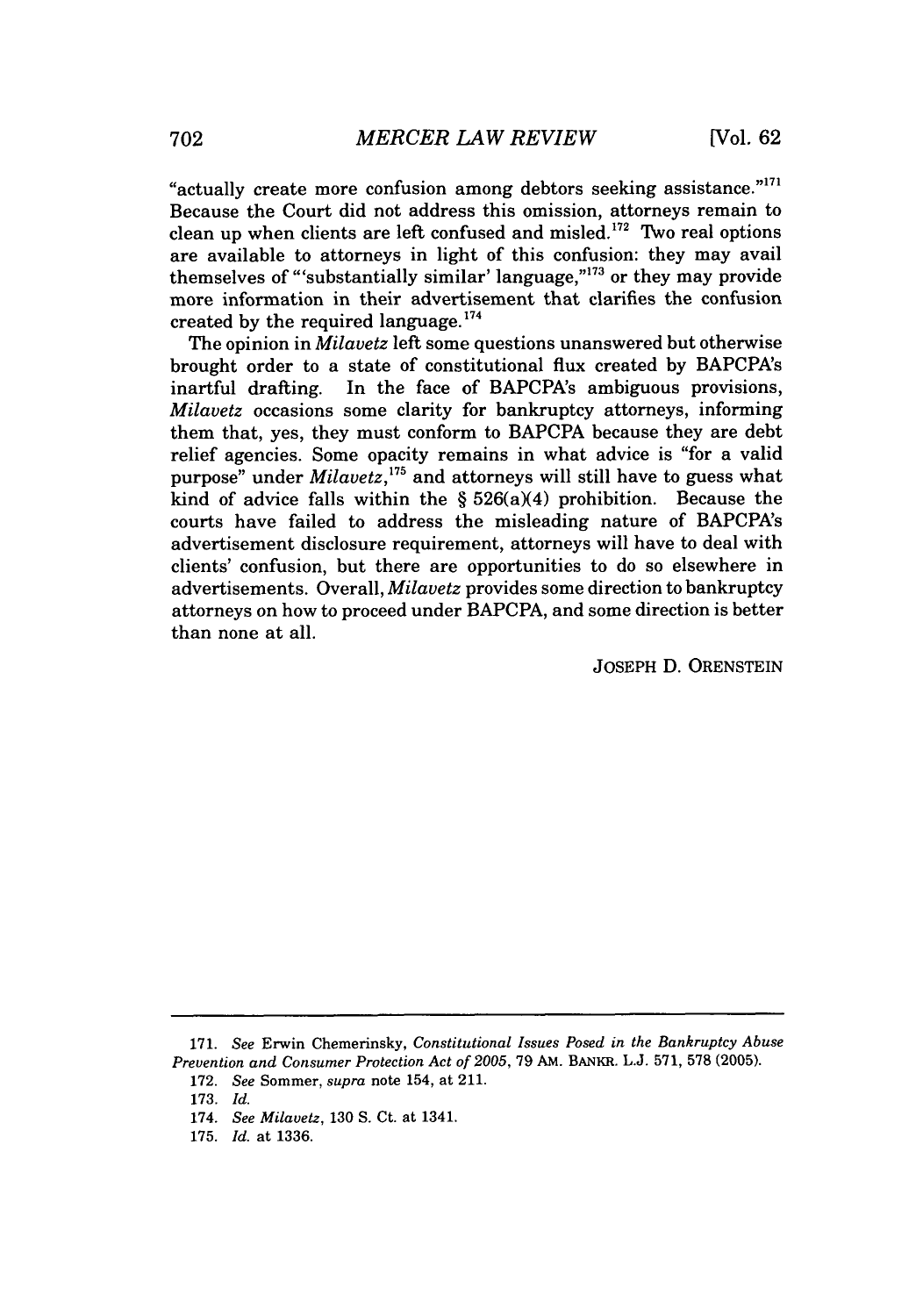"actually create more confusion among debtors seeking assistance."[171] Because the Court did not address this omission, attorneys remain to clean up when clients are left confused and misled.[172] Two real options are available to attorneys in light of this confusion: they may avail themselves of "'substantially similar' language,"[173] or they may provide more information in their advertisement that clarifies the confusion created by the required language.[174]

The opinion in *Milavetz* left some questions unanswered but otherwise brought order to a state of constitutional flux created by BAPCPA's inartful drafting. In the face of BAPCPA's ambiguous provisions, *Milavetz* occasions some clarity for bankruptcy attorneys, informing them that, yes, they must conform to BAPCPA because they are debt relief agencies. Some opacity remains in what advice is "for a valid purpose" under *Milavetz*,[175] and attorneys will still have to guess what kind of advice falls within the § 526(a)(4) prohibition. Because the courts have failed to address the misleading nature of BAPCPA's advertisement disclosure requirement, attorneys will have to deal with clients' confusion, but there are opportunities to do so elsewhere in advertisements. Overall, *Milavetz* provides some direction to bankruptcy attorneys on how to proceed under BAPCPA, and some direction is better than none at all.

JOSEPH D. ORENSTEIN

---

171. *See* Erwin Chemerinsky, *Constitutional Issues Posed in the Bankruptcy Abuse Prevention and Consumer Protection Act of 2005*, 79 AM. BANKR. L.J. 571, 578 (2005).

172. *See* Sommer, *supra* note 154, at 211.

173. *Id.*

174. *See Milavetz*, 130 S. Ct. at 1341.

175. *Id.* at 1336.